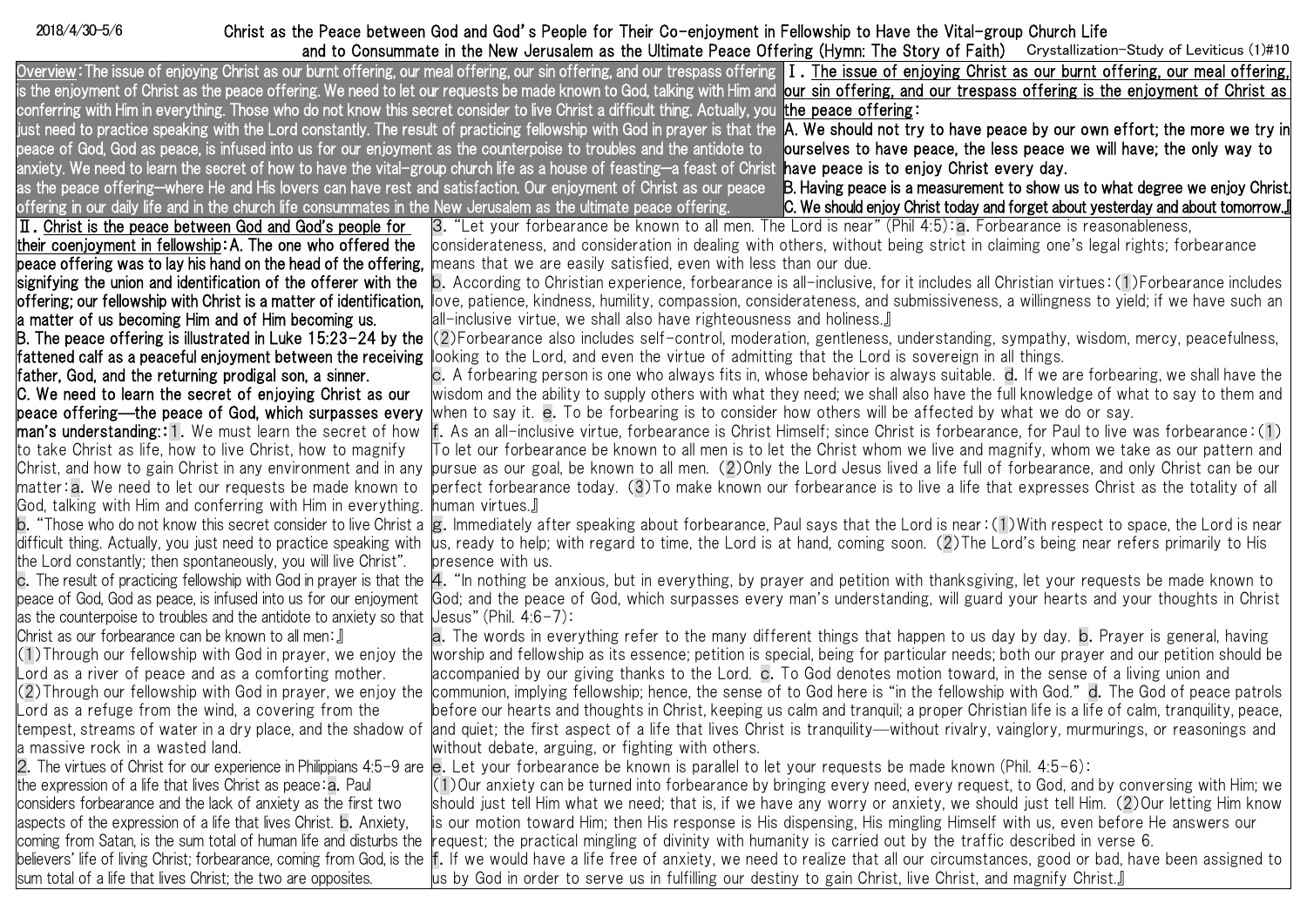2018/4/30-5/6

# Christ as the Peace between God and God's People for Their Co-enjoyment in Fellowship to Have the Vital-group Church Life and to Consummate in the New Jerusalem as the Ultimate Peace Offering (Hymn: The Story of Faith)

Crystallization-Study of Leviticus (1)#10

**Overview**: The issue of enjoying Christ as our burnt offering, our meal offering, our sin offering, and our trespass offering is the enjoyment of Christ as the peace offering. We need to let our requests be made known to God, talking with Him and conferring with Him in everything. Those who do not know this secret consider to live Christ a difficult thing. Actually, you just need to practice speaking with the Lord constantly. The result of practicing fellowship with God in prayer is that the peace of God, God as peace, is infused into us for our enjoyment as the counterpoise to troubles and the antidote to anxiety. We need to learn the secret of how to have the vital-group church life as a house of feasting—a feast of Christ as the peace offering—where He and His lovers can have rest and satisfaction. Our enjoyment of Christ as our peace offering in our daily life and in the church life consummates in the New Jerusalem as the ultimate peace offering.

**Ⅰ. The issue of enjoying Christ as our burnt offering, our meal offering, our sin offering, and our trespass offering is the enjoyment of Christ as the peace offering:**

**A. We should not try to have peace by our own effort; the more we try in ourselves to have peace, the less peace we will have; the only way to have peace is to enjoy Christ every day.**

**B. Having peace is a measurement to show us to what degree we enjoy Christ.**

**C. We should enjoy Christ today and forget about yesterday and about tomorrow.』**

**Ⅱ. Christ is the peace between God and God's people for their coenjoyment in fellowship: A. The one who offered the peace offering was to lay his hand on the head of the offering, signifying the union and identification of the offerer with the offering; our fellowship with Christ is a matter of identification, a matter of us becoming Him and of Him becoming us.**

**B. The peace offering is illustrated in Luke 15:23-24 by the fattened calf as a peaceful enjoyment between the receiving father, God, and the returning prodigal son, a sinner.**

**C. We need to learn the secret of enjoying Christ as our peace offering—the peace of God, which surpasses every man's understanding:** 1. We must learn the secret of how to take Christ as life, how to live Christ, how to magnify Christ, and how to gain Christ in any environment and in any matter: a. We need to let our requests be made known to God, talking with Him and conferring with Him in everything. b. "Those who do not know this secret consider to live Christ a difficult thing. Actually, you just need to practice speaking with the Lord constantly; then spontaneously, you will live Christ". c. The result of practicing fellowship with God in prayer is that the peace of God, God as peace, is infused into us for our enjoyment as the counterpoise to troubles and the antidote to anxiety so that Christ as our forbearance can be known to all men:』

(1) Through our fellowship with God in prayer, we enjoy the Lord as a river of peace and as a comforting mother.

(2) Through our fellowship with God in prayer, we enjoy the Lord as a refuge from the wind, a covering from the tempest, streams of water in a dry place, and the shadow of a massive rock in a wasted land.

2. The virtues of Christ for our experience in Philippians 4:5-9 are the expression of a life that lives Christ as peace: a. Paul considers forbearance and the lack of anxiety as the first two aspects of the expression of a life that lives Christ. b. Anxiety, coming from Satan, is the sum total of human life and disturbs the believers' life of living Christ; forbearance, coming from God, is the sum total of a life that lives Christ; the two are opposites.

3. "Let your forbearance be known to all men. The Lord is near" (Phil 4:5): a. Forbearance is reasonableness, considerateness, and consideration in dealing with others, without being strict in claiming one's legal rights; forbearance means that we are easily satisfied, even with less than our due.

b. According to Christian experience, forbearance is all-inclusive, for it includes all Christian virtues: (1) Forbearance includes love, patience, kindness, humility, compassion, considerateness, and submissiveness, a willingness to yield; if we have such an all-inclusive virtue, we shall also have righteousness and holiness.』

(2) Forbearance also includes self-control, moderation, gentleness, understanding, sympathy, wisdom, mercy, peacefulness, looking to the Lord, and even the virtue of admitting that the Lord is sovereign in all things.

c. A forbearing person is one who always fits in, whose behavior is always suitable. d. If we are forbearing, we shall have the wisdom and the ability to supply others with what they need; we shall also have the full knowledge of what to say to them and when to say it. e. To be forbearing is to consider how others will be affected by what we do or say.

f. As an all-inclusive virtue, forbearance is Christ Himself; since Christ is forbearance, for Paul to live was forbearance: (1) To let our forbearance be known to all men is to let the Christ whom we live and magnify, whom we take as our pattern and pursue as our goal, be known to all men. (2) Only the Lord Jesus lived a life full of forbearance, and only Christ can be our perfect forbearance today. (3) To make known our forbearance is to live a life that expresses Christ as the totality of all human virtues.』

g. Immediately after speaking about forbearance, Paul says that the Lord is near: (1) With respect to space, the Lord is near us, ready to help; with regard to time, the Lord is at hand, coming soon. (2) The Lord's being near refers primarily to His presence with us.

4. "In nothing be anxious, but in everything, by prayer and petition with thanksgiving, let your requests be made known to God; and the peace of God, which surpasses every man's understanding, will guard your hearts and your thoughts in Christ Jesus" (Phil. 4:6-7):

a. The words in everything refer to the many different things that happen to us day by day. b. Prayer is general, having worship and fellowship as its essence; petition is special, being for particular needs; both our prayer and our petition should be accompanied by our giving thanks to the Lord. c. To God denotes motion toward, in the sense of a living union and communion, implying fellowship; hence, the sense of to God here is "in the fellowship with God." d. The God of peace patrols before our hearts and thoughts in Christ, keeping us calm and tranquil; a proper Christian life is a life of calm, tranquility, peace, and quiet; the first aspect of a life that lives Christ is tranquility—without rivalry, vainglory, murmurings, or reasonings and without debate, arguing, or fighting with others.

e. Let your forbearance be known is parallel to let your requests be made known (Phil. 4:5-6):

(1) Our anxiety can be turned into forbearance by bringing every need, every request, to God, and by conversing with Him; we should just tell Him what we need; that is, if we have any worry or anxiety, we should just tell Him. (2) Our letting Him know is our motion toward Him; then His response is His dispensing, His mingling Himself with us, even before He answers our request; the practical mingling of divinity with humanity is carried out by the traffic described in verse 6.

f. If we would have a life free of anxiety, we need to realize that all our circumstances, good or bad, have been assigned to us by God in order to serve us in fulfilling our destiny to gain Christ, live Christ, and magnify Christ.』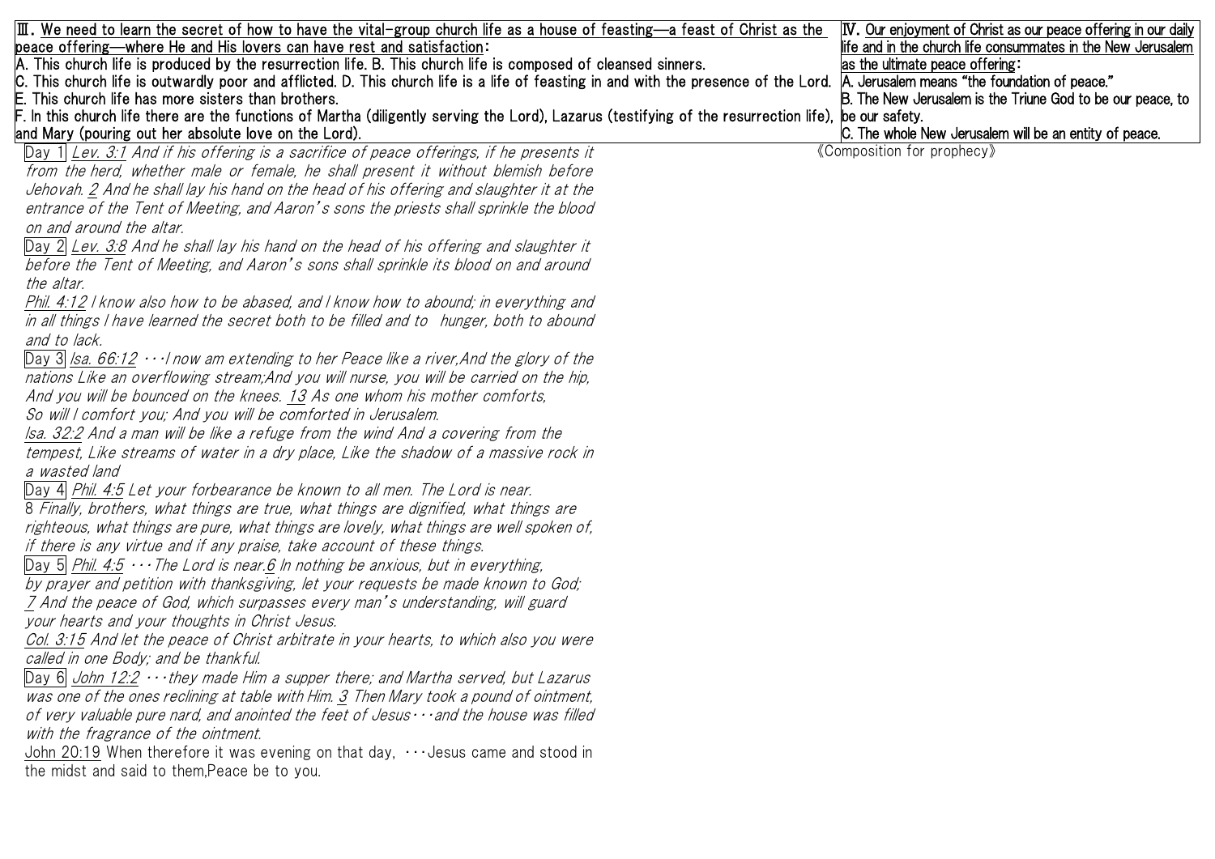**III. We need to learn the secret of how to have the vital-group church life as a house of feasting—a feast of Christ as the peace offering—where He and His lovers can have rest and satisfaction:**

A. This church life is produced by the resurrection life. B. This church life is composed of cleansed sinners.

C. This church life is outwardly poor and afflicted. D. This church life is a life of feasting in and with the presence of the Lord.

E. This church life has more sisters than brothers.

F. In this church life there are the functions of Martha (diligently serving the Lord), Lazarus (testifying of the resurrection life), and Mary (pouring out her absolute love on the Lord).

**IV. Our enjoyment of Christ as our peace offering in our daily life and in the church life consummates in the New Jerusalem as the ultimate peace offering:**

A. Jerusalem means "the foundation of peace."

B. The New Jerusalem is the Triune God to be our peace, to be our safety.

C. The whole New Jerusalem will be an entity of peace.

《Composition for prophecy》

Day 1 *Lev. 3:1 And if his offering is a sacrifice of peace offerings, if he presents it from the herd, whether male or female, he shall present it without blemish before Jehovah. 2 And he shall lay his hand on the head of his offering and slaughter it at the entrance of the Tent of Meeting, and Aaron's sons the priests shall sprinkle the blood on and around the altar.*

Day 2 *Lev. 3:8 And he shall lay his hand on the head of his offering and slaughter it before the Tent of Meeting, and Aaron's sons shall sprinkle its blood on and around the altar.*

*Phil. 4:12 I know also how to be abased, and I know how to abound; in everything and in all things I have learned the secret both to be filled and to hunger, both to abound and to lack.*

Day 3 *Isa. 66:12 …I now am extending to her Peace like a river, And the glory of the nations Like an overflowing stream; And you will nurse, you will be carried on the hip, And you will be bounced on the knees. 13 As one whom his mother comforts, So will I comfort you; And you will be comforted in Jerusalem.*

*Isa. 32:2 And a man will be like a refuge from the wind And a covering from the tempest, Like streams of water in a dry place, Like the shadow of a massive rock in a wasted land*

Day 4 *Phil. 4:5* Let your forbearance be known to all men. The Lord is near.
8 *Finally, brothers, what things are true, what things are dignified, what things are righteous, what things are pure, what things are lovely, what things are well spoken of, if there is any virtue and if any praise, take account of these things.*

Day 5 *Phil. 4:5 …The Lord is near. 6 In nothing be anxious, but in everything, by prayer and petition with thanksgiving, let your requests be made known to God; 7 And the peace of God, which surpasses every man's understanding, will guard your hearts and your thoughts in Christ Jesus.*

*Col. 3:15 And let the peace of Christ arbitrate in your hearts, to which also you were called in one Body; and be thankful.*

Day 6 *John 12:2 …they made Him a supper there; and Martha served, but Lazarus was one of the ones reclining at table with Him. 3 Then Mary took a pound of ointment, of very valuable pure nard, and anointed the feet of Jesus…and the house was filled with the fragrance of the ointment.*

John 20:19 When therefore it was evening on that day, …Jesus came and stood in the midst and said to them, Peace be to you.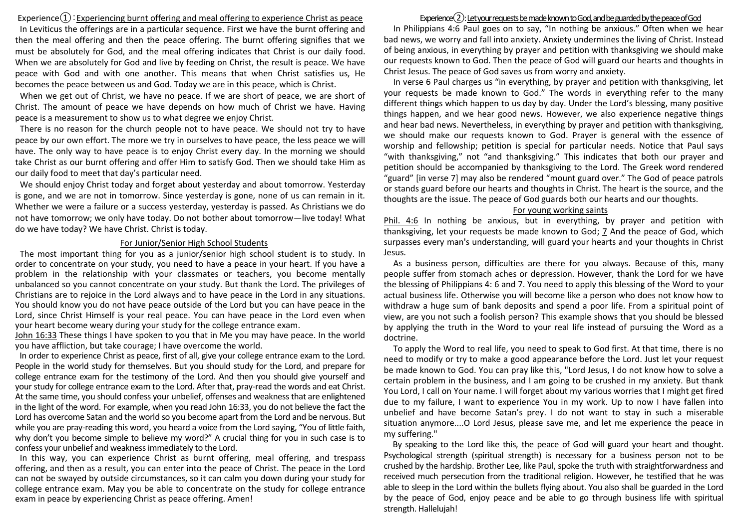## Experience①: Experiencing burnt offering and meal offering to experience Christ as peace

In Leviticus the offerings are in a particular sequence. First we have the burnt offering and then the meal offering and then the peace offering. The burnt offering signifies that we must be absolutely for God, and the meal offering indicates that Christ is our daily food. When we are absolutely for God and live by feeding on Christ, the result is peace. We have peace with God and with one another. This means that when Christ satisfies us, He becomes the peace between us and God. Today we are in this peace, which is Christ.

When we get out of Christ, we have no peace. If we are short of peace, we are short of Christ. The amount of peace we have depends on how much of Christ we have. Having peace is a measurement to show us to what degree we enjoy Christ.

There is no reason for the church people not to have peace. We should not try to have peace by our own effort. The more we try in ourselves to have peace, the less peace we will have. The only way to have peace is to enjoy Christ every day. In the morning we should take Christ as our burnt offering and offer Him to satisfy God. Then we should take Him as our daily food to meet that day's particular need.

We should enjoy Christ today and forget about yesterday and about tomorrow. Yesterday is gone, and we are not in tomorrow. Since yesterday is gone, none of us can remain in it. Whether we were a failure or a success yesterday, yesterday is passed. As Christians we do not have tomorrow; we only have today. Do not bother about tomorrow—live today! What do we have today? We have Christ. Christ is today.

### For Junior/Senior High School Students

The most important thing for you as a junior/senior high school student is to study. In order to concentrate on your study, you need to have a peace in your heart. If you have a problem in the relationship with your classmates or teachers, you become mentally unbalanced so you cannot concentrate on your study. But thank the Lord. The privileges of Christians are to rejoice in the Lord always and to have peace in the Lord in any situations. You should know you do not have peace outside of the Lord but you can have peace in the Lord, since Christ Himself is your real peace. You can have peace in the Lord even when your heart become weary during your study for the college entrance exam.

John 16:33 These things I have spoken to you that in Me you may have peace. In the world you have affliction, but take courage; I have overcome the world.

In order to experience Christ as peace, first of all, give your college entrance exam to the Lord. People in the world study for themselves. But you should study for the Lord, and prepare for college entrance exam for the testimony of the Lord. And then you should give yourself and your study for college entrance exam to the Lord. After that, pray-read the words and eat Christ. At the same time, you should confess your unbelief, offenses and weakness that are enlightened in the light of the word. For example, when you read John 16:33, you do not believe the fact the Lord has overcome Satan and the world so you become apart from the Lord and be nervous. But while you are pray-reading this word, you heard a voice from the Lord saying, "You of little faith, why don't you become simple to believe my word?" A crucial thing for you in such case is to confess your unbelief and weakness immediately to the Lord.

In this way, you can experience Christ as burnt offering, meal offering, and trespass offering, and then as a result, you can enter into the peace of Christ. The peace in the Lord can not be swayed by outside circumstances, so it can calm you down during your study for college entrance exam. May you be able to concentrate on the study for college entrance exam in peace by experiencing Christ as peace offering. Amen!

## Experience②: Let your requests be made known to God, and be guarded by the peace of God

In Philippians 4:6 Paul goes on to say, "In nothing be anxious." Often when we hear bad news, we worry and fall into anxiety. Anxiety undermines the living of Christ. Instead of being anxious, in everything by prayer and petition with thanksgiving we should make our requests known to God. Then the peace of God will guard our hearts and thoughts in Christ Jesus. The peace of God saves us from worry and anxiety.

In verse 6 Paul charges us "in everything, by prayer and petition with thanksgiving, let your requests be made known to God." The words in everything refer to the many different things which happen to us day by day. Under the Lord's blessing, many positive things happen, and we hear good news. However, we also experience negative things and hear bad news. Nevertheless, in everything by prayer and petition with thanksgiving, we should make our requests known to God. Prayer is general with the essence of worship and fellowship; petition is special for particular needs. Notice that Paul says "with thanksgiving," not "and thanksgiving." This indicates that both our prayer and petition should be accompanied by thanksgiving to the Lord. The Greek word rendered "guard" [in verse 7] may also be rendered "mount guard over." The God of peace patrols or stands guard before our hearts and thoughts in Christ. The heart is the source, and the thoughts are the issue. The peace of God guards both our hearts and our thoughts.

### For young working saints

Phil. 4:6 In nothing be anxious, but in everything, by prayer and petition with thanksgiving, let your requests be made known to God; 7 And the peace of God, which surpasses every man's understanding, will guard your hearts and your thoughts in Christ Jesus.

As a business person, difficulties are there for you always. Because of this, many people suffer from stomach aches or depression. However, thank the Lord for we have the blessing of Philippians 4: 6 and 7. You need to apply this blessing of the Word to your actual business life. Otherwise you will become like a person who does not know how to withdraw a huge sum of bank deposits and spend a poor life. From a spiritual point of view, are you not such a foolish person? This example shows that you should be blessed by applying the truth in the Word to your real life instead of pursuing the Word as a doctrine.

To apply the Word to real life, you need to speak to God first. At that time, there is no need to modify or try to make a good appearance before the Lord. Just let your request be made known to God. You can pray like this, "Lord Jesus, I do not know how to solve a certain problem in the business, and I am going to be crushed in my anxiety. But thank You Lord, I call on Your name. I will forget about my various worries that I might get fired due to my failure, I want to experience You in my work. Up to now I have fallen into unbelief and have become Satan's prey. I do not want to stay in such a miserable situation anymore....O Lord Jesus, please save me, and let me experience the peace in my suffering."

By speaking to the Lord like this, the peace of God will guard your heart and thought. Psychological strength (spiritual strength) is necessary for a business person not to be crushed by the hardship. Brother Lee, like Paul, spoke the truth with straightforwardness and received much persecution from the traditional religion. However, he testified that he was able to sleep in the Lord within the bullets flying about. You also shall be guarded in the Lord by the peace of God, enjoy peace and be able to go through business life with spiritual strength. Hallelujah!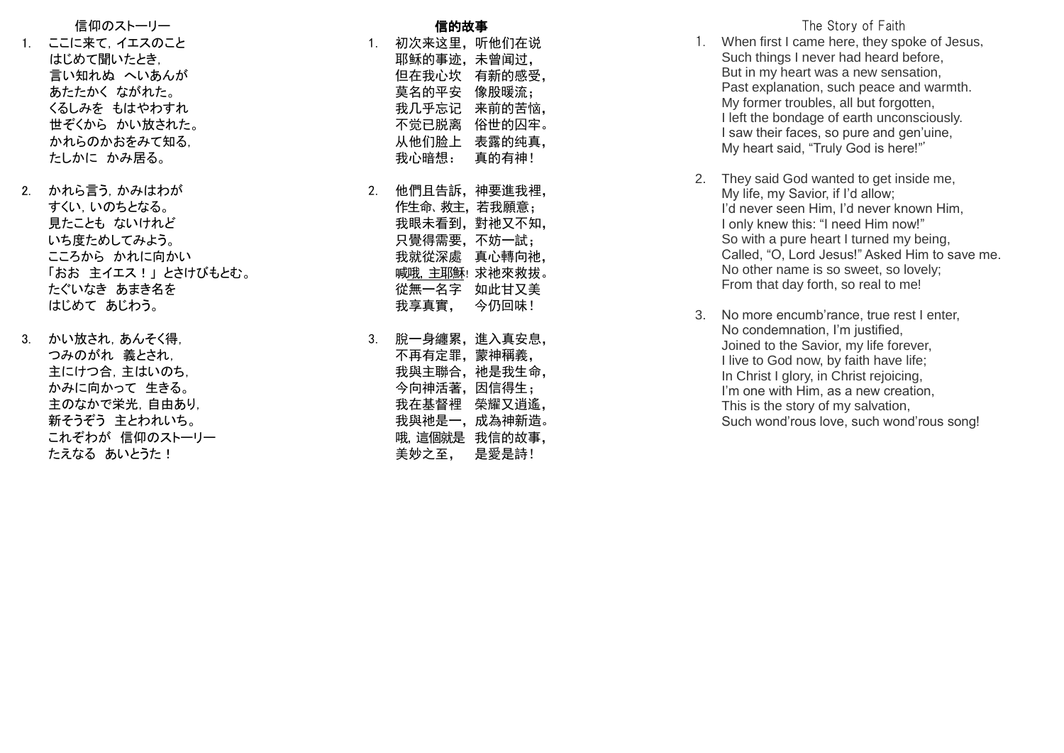## 信仰のストーリー

1. ここに来て, イエスのこと
   はじめて聞いたとき,
   言い知れぬ　へいあんが
   あたたかく　ながれた。
   くるしみを　もはやわすれ
   世ぞくから　かい放された。
   かれらのかおをみて知る,
   たしかに　かみ居る。

2. かれら言う, かみはわが
   すくい, いのちとなる。
   見たことも　ないけれど
   いち度ためしてみよう。
   こころから　かれに向かい
   「おお　主イエス！」とさけびもとむ。
   たぐいなき　あまき名を
   はじめて　あじわう。

3. かい放され, あんそく得,
   つみのがれ　義とされ,
   主にけつ合, 主はいのち,
   かみに向かって　生きる。
   主のなかで栄光, 自由あり,
   新そうぞう　主とわれいち。
   これぞわが　信仰のストーリー
   たえなる　あいとうた！

## 信的故事

1. 初次来这里，听他们在说
   耶稣的事迹，未曾闻过，
   但在我心坎　有新的感受，
   莫名的平安　像股暖流；
   我几乎忘记　来前的苦恼，
   不觉已脱离　俗世的囚牢。
   从他们脸上　表露的纯真，
   我心暗想：　真的有神！

2. 他們且告訴，神要進我裡，
   作生命、救主，若我願意；
   我眼未看到，對祂又不知，
   只覺得需要，不妨一試；
   我就從深處　真心轉向祂，
   喊哦，主耶穌！求祂來救拔。
   從無一名字　如此甘又美
   我享真實，　今仍回味！

3. 脫一身纏累，進入真安息，
   不再有定罪，蒙神稱義，
   我與主聯合，祂是我生命，
   今向神活著，因信得生；
   我在基督裡　榮耀又逍遙，
   我與祂是一，成為神新造。
   哦，這個就是　我信的故事，
   美妙之至，　是愛是詩！

## The Story of Faith

1. When first I came here, they spoke of Jesus,
   Such things I never had heard before,
   But in my heart was a new sensation,
   Past explanation, such peace and warmth.
   My former troubles, all but forgotten,
   I left the bondage of earth unconsciously.
   I saw their faces, so pure and gen'uine,
   My heart said, "Truly God is here!"

2. They said God wanted to get inside me,
   My life, my Savior, if I'd allow;
   I'd never seen Him, I'd never known Him,
   I only knew this: "I need Him now!"
   So with a pure heart I turned my being,
   Called, "O, Lord Jesus!" Asked Him to save me.
   No other name is so sweet, so lovely;
   From that day forth, so real to me!

3. No more encumb'rance, true rest I enter,
   No condemnation, I'm justified,
   Joined to the Savior, my life forever,
   I live to God now, by faith have life;
   In Christ I glory, in Christ rejoicing,
   I'm one with Him, as a new creation,
   This is the story of my salvation,
   Such wond'rous love, such wond'rous song!